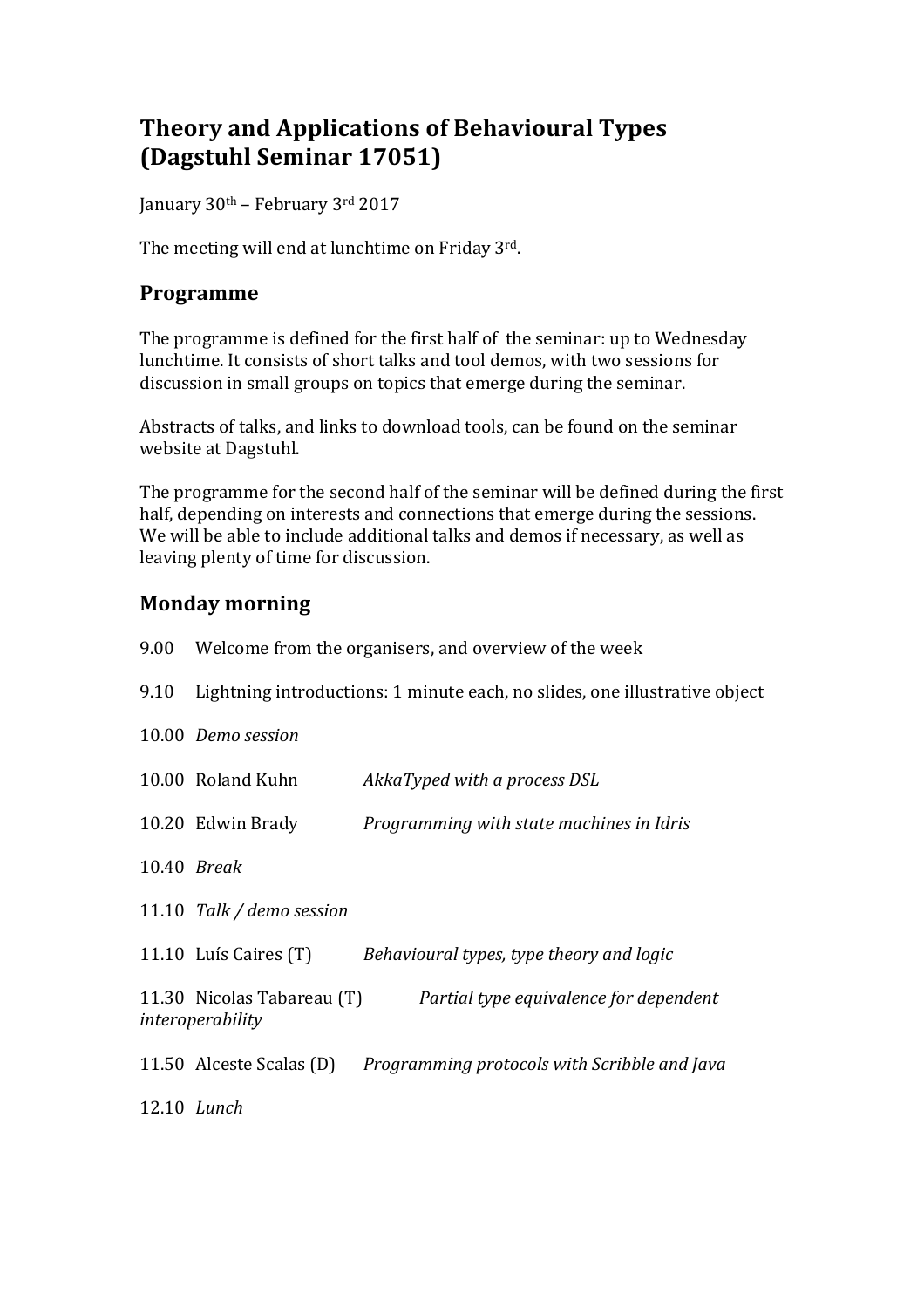# Theory and Applications of Behavioural Types (Dagstuhl Seminar 17051)

January 30th – February 3rd 2017

The meeting will end at lunchtime on Friday 3rd.

## Programme

The programme is defined for the first half of the seminar: up to Wednesday lunchtime. It consists of short talks and tool demos, with two sessions for discussion in small groups on topics that emerge during the seminar.

Abstracts of talks, and links to download tools, can be found on the seminar website at Dagstuhl.

The programme for the second half of the seminar will be defined during the first half, depending on interests and connections that emerge during the sessions. We will be able to include additional talks and demos if necessary, as well as leaving plenty of time for discussion.

## Monday morning

9.00 Welcome from the organisers, and overview of the week

9.10 Lightning introductions: 1 minute each, no slides, one illustrative object

10.00 *Demo session*

10.00 Roland Kuhn *AkkaTyped with a process DSL*

10.20 Edwin Brady *Programming with state machines in Idris*

10.40 *Break*

11.10 *Talk / demo session*

11.10 Luís Caires (T) *Behavioural types, type theory and logic*

11.30 Nicolas Tabareau (T) *Partial type equivalence for dependent interoperability*

11.50 Alceste Scalas (D) *Programming protocols with Scribble and Java*

12.10 *Lunch*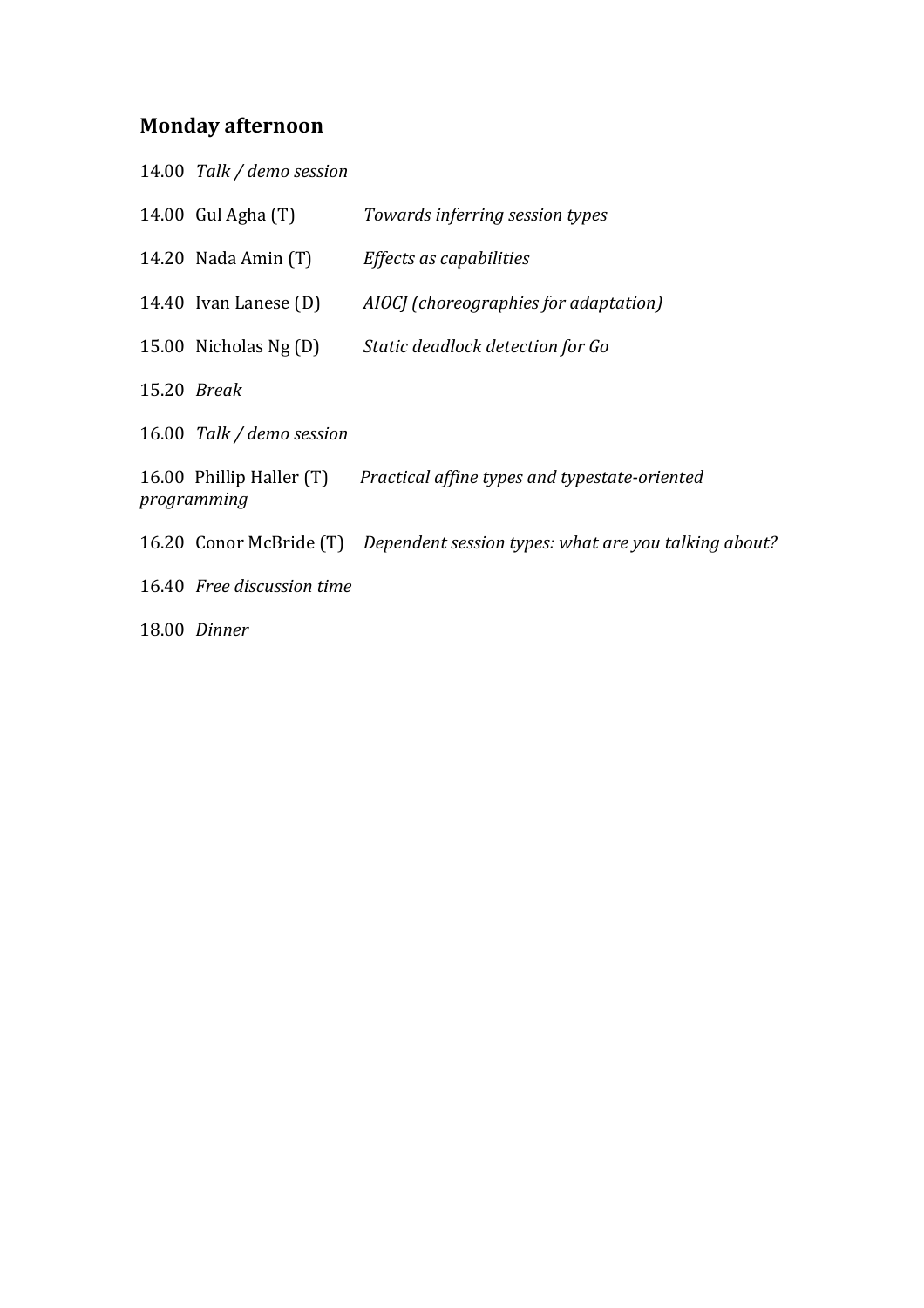## Monday afternoon

14.00 *Talk / demo session*

14.00 Gul Agha (T) *Towards inferring session types*

14.20 Nada Amin (T) *Effects as capabilities*

14.40 Ivan Lanese (D) *AIOCJ (choreographies for adaptation)*

15.00 Nicholas Ng (D) *Static deadlock detection for Go*

15.20 *Break*

16.00 *Talk / demo session*

16.00 Phillip Haller (T) *Practical affine types and typestate-oriented programming*

16.20 Conor McBride (T) *Dependent session types: what are you talking about?*

16.40 *Free discussion time*

18.00 *Dinner*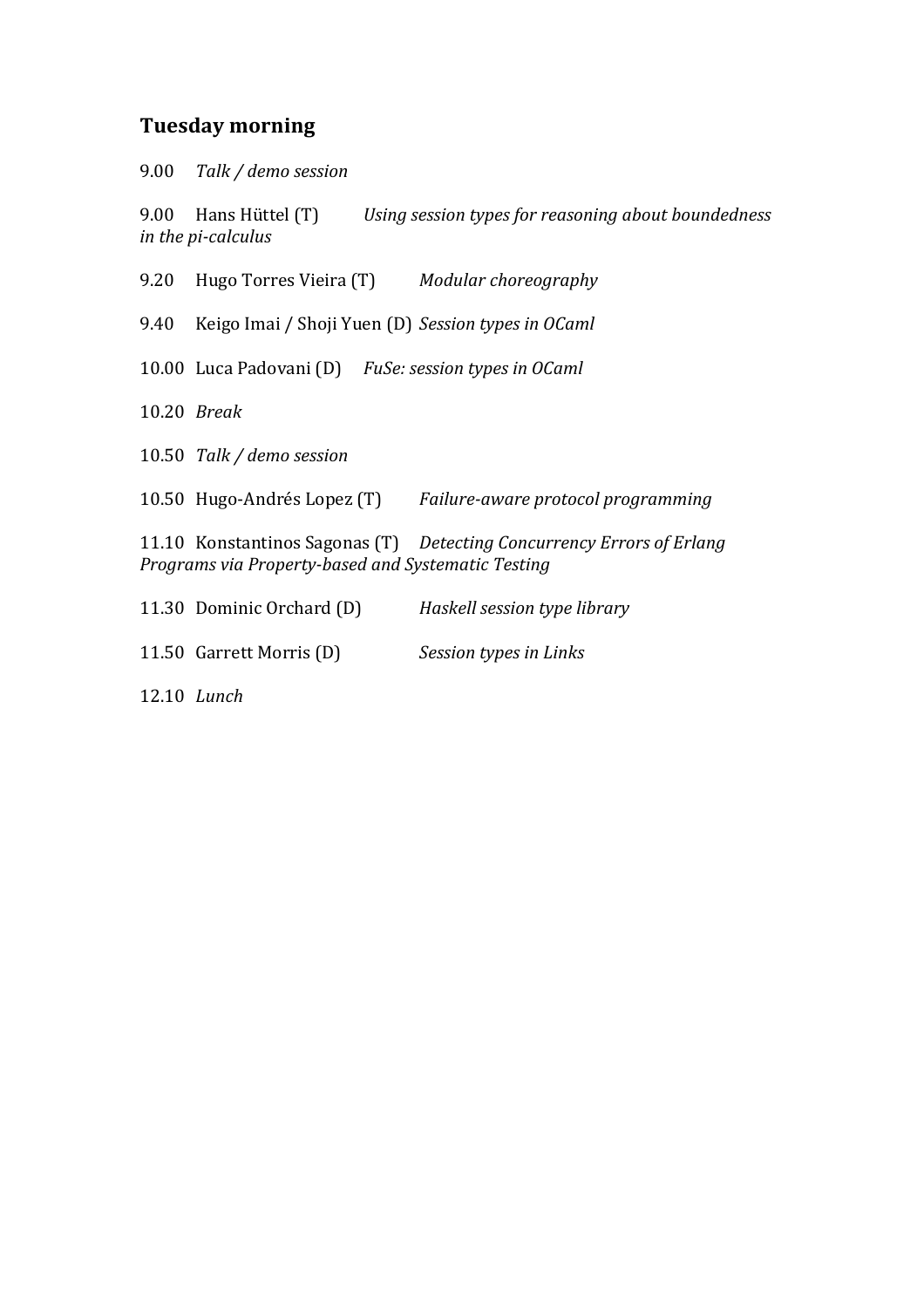## Tuesday morning

9.00 *Talk / demo session*

9.00 Hans Hüttel (T) *Using session types for reasoning about boundedness in the pi-calculus*

9.20 Hugo Torres Vieira (T) *Modular choreography*

9.40 Keigo Imai / Shoji Yuen (D) *Session types in OCaml*

10.00 Luca Padovani (D) *FuSe: session types in OCaml*

10.20 *Break*

10.50 *Talk / demo session*

10.50 Hugo-Andrés Lopez (T) *Failure-aware protocol programming*

11.10 Konstantinos Sagonas (T) *Detecting Concurrency Errors of Erlang Programs via Property-based and Systematic Testing*

11.30 Dominic Orchard (D) *Haskell session type library*

11.50 Garrett Morris (D) *Session types in Links*

12.10 *Lunch*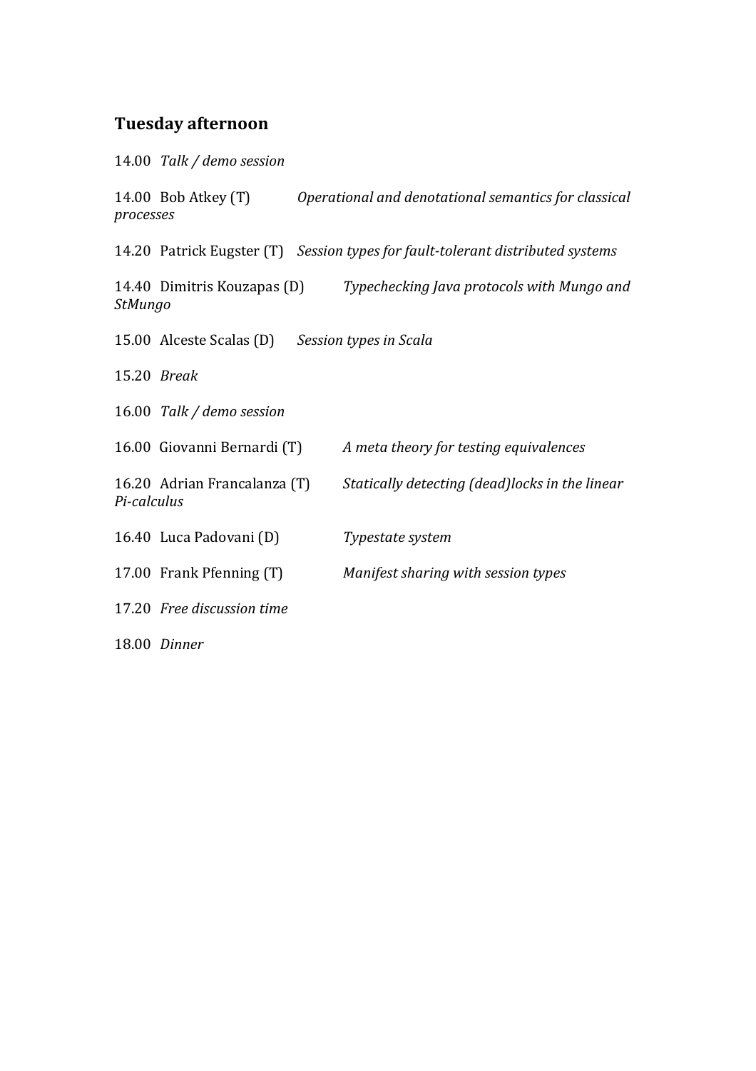## Tuesday afternoon

14.00 *Talk / demo session*

14.00 Bob Atkey (T) *Operational and denotational semantics for classical processes*

14.20 Patrick Eugster (T) *Session types for fault-tolerant distributed systems*

14.40 Dimitris Kouzapas (D) *Typechecking Java protocols with Mungo and StMungo*

15.00 Alceste Scalas (D) *Session types in Scala*

15.20 *Break*

16.00 *Talk / demo session*

16.00 Giovanni Bernardi (T) *A meta theory for testing equivalences*

16.20 Adrian Francalanza (T) *Statically detecting (dead)locks in the linear Pi-calculus*

16.40 Luca Padovani (D) *Typestate system*

17.00 Frank Pfenning (T) *Manifest sharing with session types*

17.20 *Free discussion time*

18.00 *Dinner*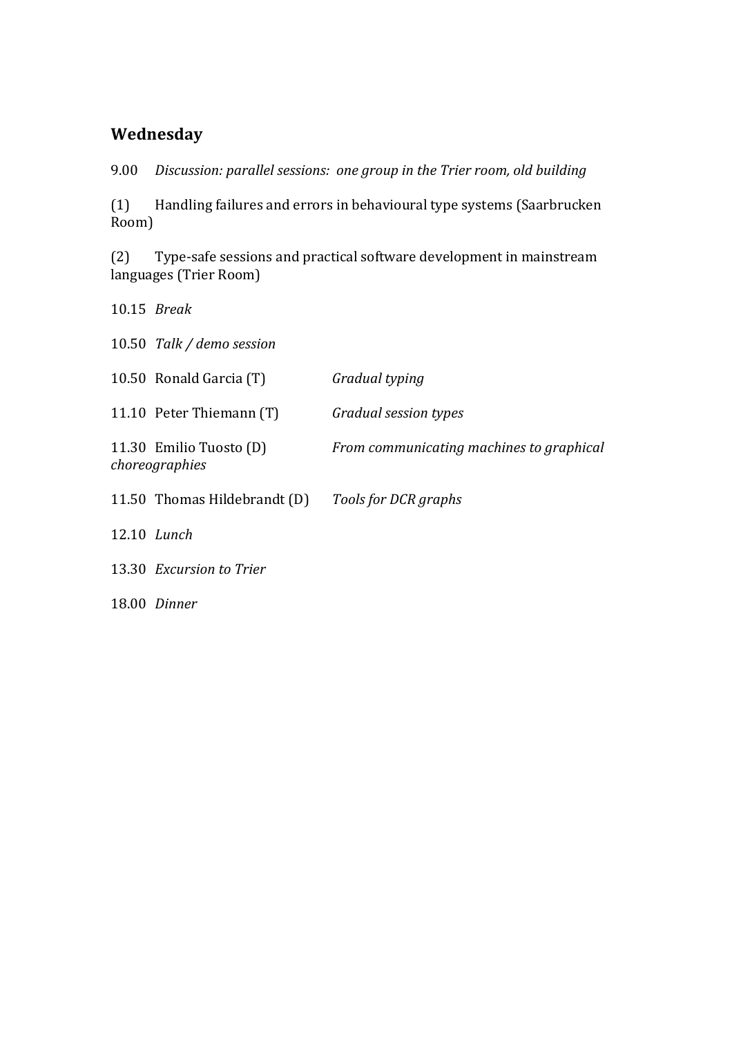## Wednesday

9.00 *Discussion: parallel sessions: one group in the Trier room, old building*

(1) Handling failures and errors in behavioural type systems (Saarbrucken Room)

(2) Type-safe sessions and practical software development in mainstream languages (Trier Room)

10.15 *Break*

10.50 *Talk / demo session*

10.50 Ronald Garcia (T) *Gradual typing*

11.10 Peter Thiemann (T) *Gradual session types*

11.30 Emilio Tuosto (D) *From communicating machines to graphical choreographies*

11.50 Thomas Hildebrandt (D) *Tools for DCR graphs*

12.10 *Lunch*

13.30 *Excursion to Trier*

18.00 *Dinner*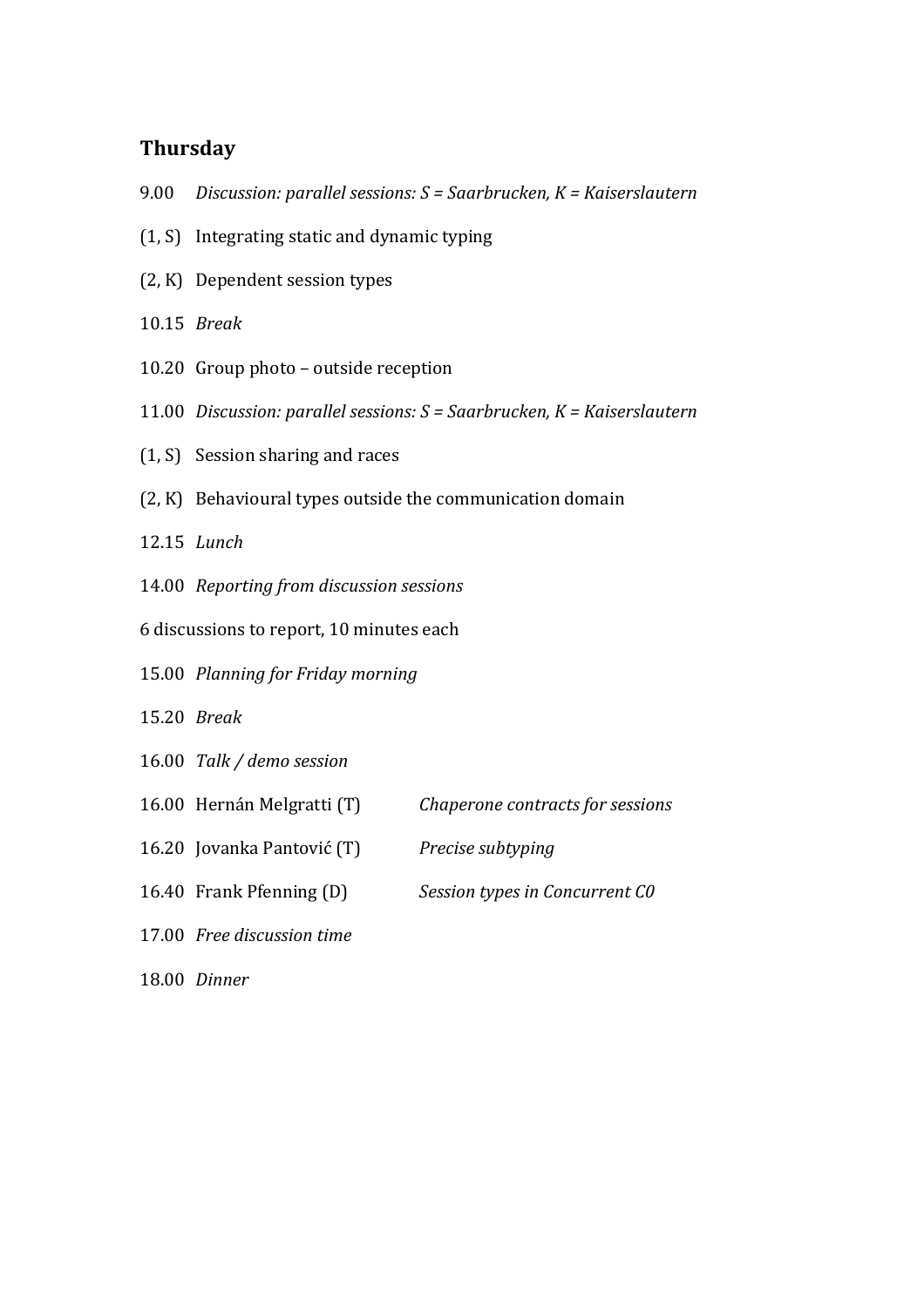## Thursday

9.00 *Discussion: parallel sessions: S = Saarbrucken, K = Kaiserslautern*

(1, S) Integrating static and dynamic typing

(2, K) Dependent session types

10.15 *Break*

10.20 Group photo – outside reception

11.00 *Discussion: parallel sessions: S = Saarbrucken, K = Kaiserslautern*

(1, S) Session sharing and races

(2, K) Behavioural types outside the communication domain

12.15 *Lunch*

14.00 *Reporting from discussion sessions*

6 discussions to report, 10 minutes each

15.00 *Planning for Friday morning*

15.20 *Break*

16.00 *Talk / demo session*

16.00 Hernán Melgratti (T) *Chaperone contracts for sessions*

16.20 Jovanka Pantović (T) *Precise subtyping*

16.40 Frank Pfenning (D) *Session types in Concurrent C0*

17.00 *Free discussion time*

18.00 *Dinner*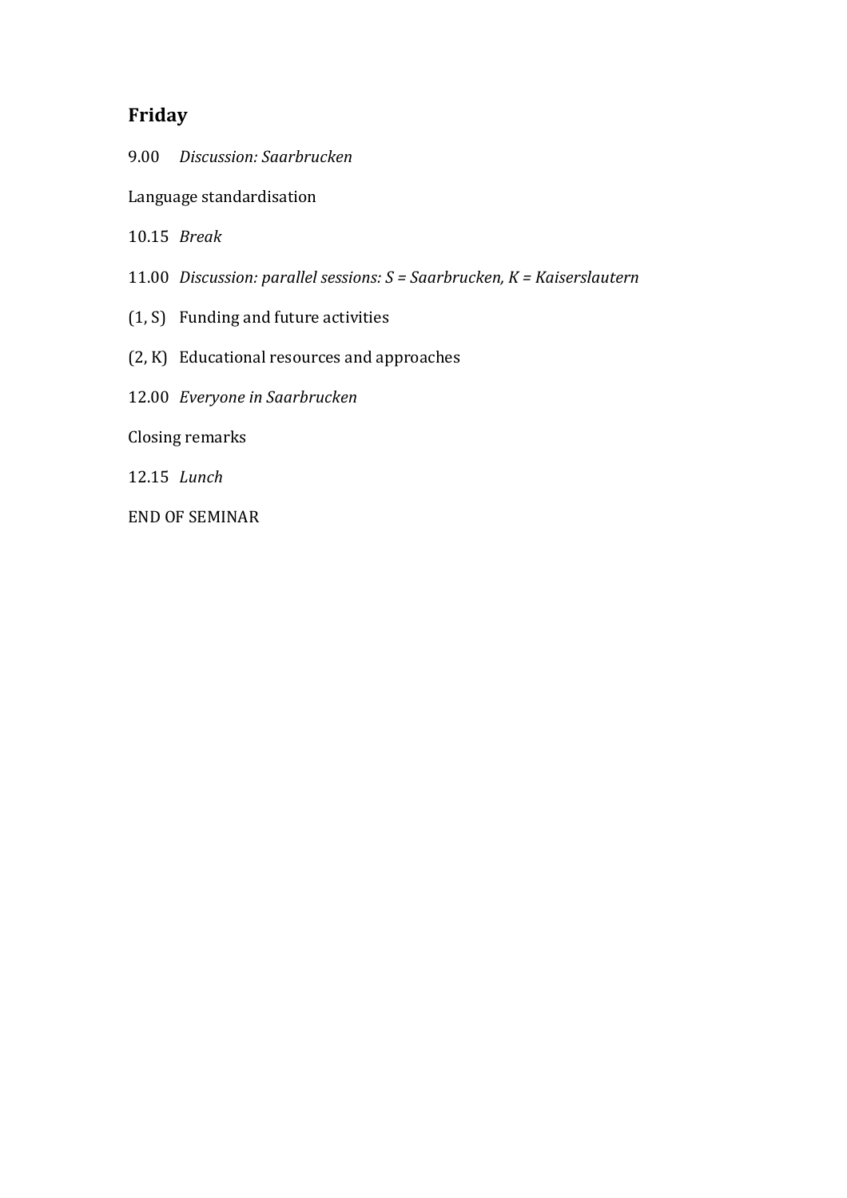## Friday

9.00 *Discussion: Saarbrucken*

Language standardisation

10.15 *Break*

11.00 *Discussion: parallel sessions: S = Saarbrucken, K = Kaiserslautern*

(1, S) Funding and future activities

(2, K) Educational resources and approaches

12.00 *Everyone in Saarbrucken*

Closing remarks

12.15 *Lunch*

END OF SEMINAR